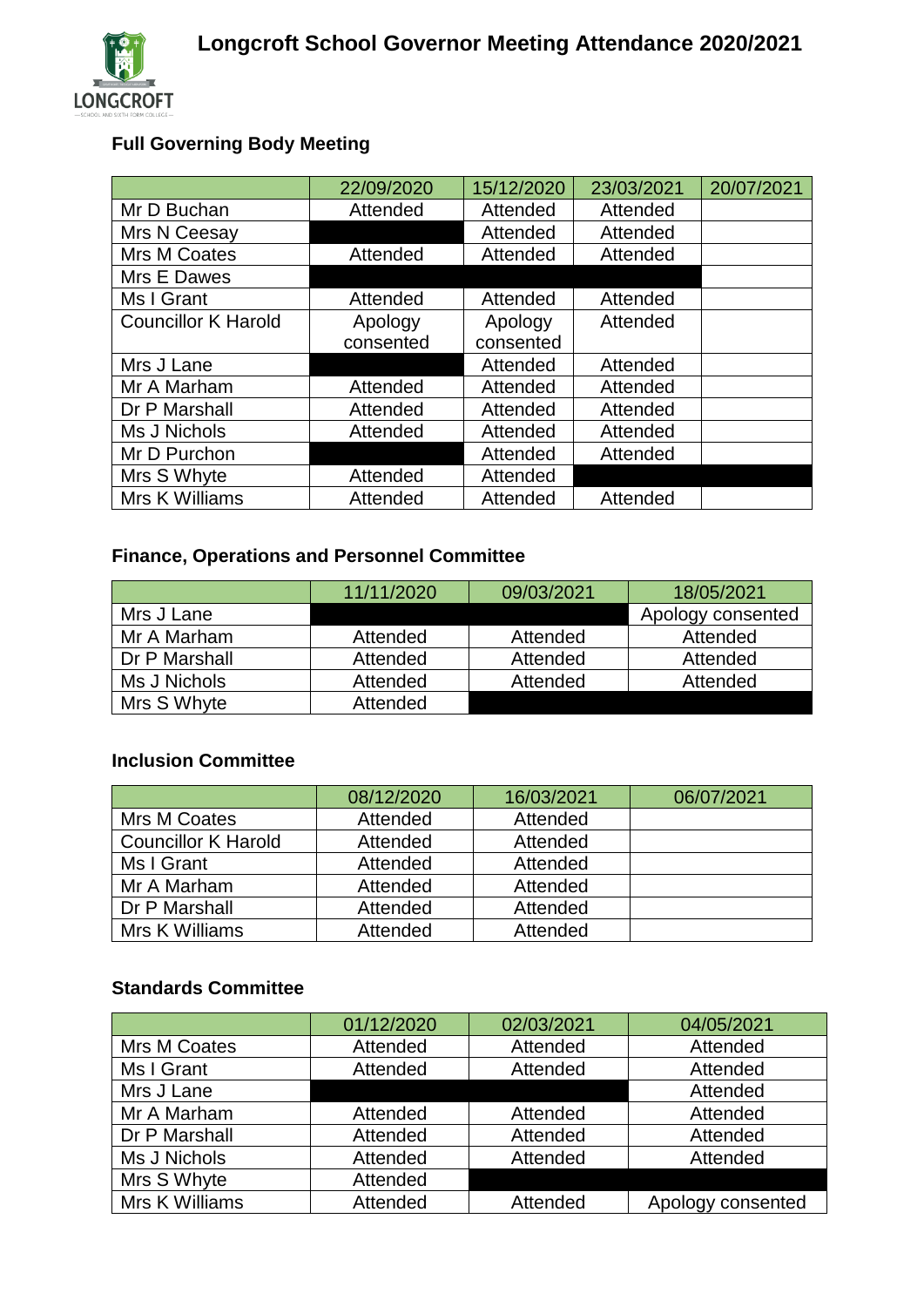# Longcroft School Governor Meeting Attendance 2020/2021

## Full Governing Body Meeting

| | 22/09/2020 | 15/12/2020 | 23/03/2021 | 20/07/2021 |
|---|---|---|---|---|
| Mr D Buchan | Attended | Attended | Attended | |
| Mrs N Ceesay | | Attended | Attended | |
| Mrs M Coates | Attended | Attended | Attended | |
| Mrs E Dawes | | | | |
| Ms I Grant | Attended | Attended | Attended | |
| Councillor K Harold | Apology consented | Apology consented | Attended | |
| Mrs J Lane | | Attended | Attended | |
| Mr A Marham | Attended | Attended | Attended | |
| Dr P Marshall | Attended | Attended | Attended | |
| Ms J Nichols | Attended | Attended | Attended | |
| Mr D Purchon | | Attended | Attended | |
| Mrs S Whyte | Attended | Attended | | |
| Mrs K Williams | Attended | Attended | Attended | |

## Finance, Operations and Personnel Committee

| | 11/11/2020 | 09/03/2021 | 18/05/2021 |
|---|---|---|---|
| Mrs J Lane | | | Apology consented |
| Mr A Marham | Attended | Attended | Attended |
| Dr P Marshall | Attended | Attended | Attended |
| Ms J Nichols | Attended | Attended | Attended |
| Mrs S Whyte | Attended | | |

## Inclusion Committee

| | 08/12/2020 | 16/03/2021 | 06/07/2021 |
|---|---|---|---|
| Mrs M Coates | Attended | Attended | |
| Councillor K Harold | Attended | Attended | |
| Ms I Grant | Attended | Attended | |
| Mr A Marham | Attended | Attended | |
| Dr P Marshall | Attended | Attended | |
| Mrs K Williams | Attended | Attended | |

## Standards Committee

| | 01/12/2020 | 02/03/2021 | 04/05/2021 |
|---|---|---|---|
| Mrs M Coates | Attended | Attended | Attended |
| Ms I Grant | Attended | Attended | Attended |
| Mrs J Lane | | | Attended |
| Mr A Marham | Attended | Attended | Attended |
| Dr P Marshall | Attended | Attended | Attended |
| Ms J Nichols | Attended | Attended | Attended |
| Mrs S Whyte | Attended | | |
| Mrs K Williams | Attended | Attended | Apology consented |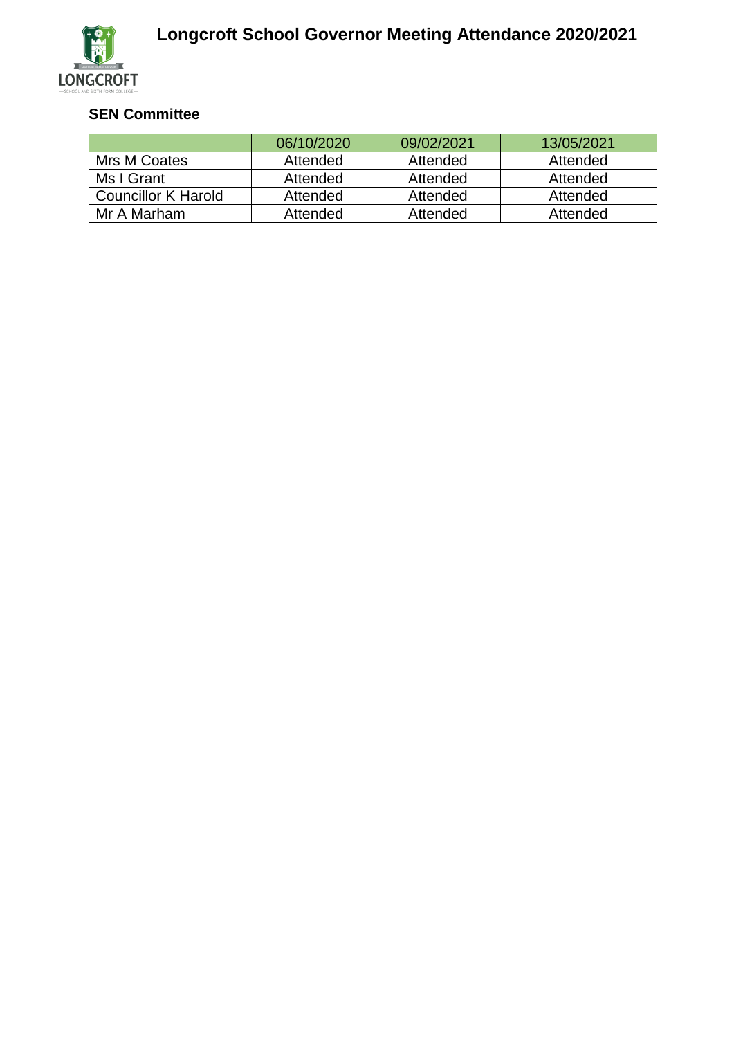# Longcroft School Governor Meeting Attendance 2020/2021

## SEN Committee

| | 06/10/2020 | 09/02/2021 | 13/05/2021 |
|---|---|---|---|
| Mrs M Coates | Attended | Attended | Attended |
| Ms I Grant | Attended | Attended | Attended |
| Councillor K Harold | Attended | Attended | Attended |
| Mr A Marham | Attended | Attended | Attended |